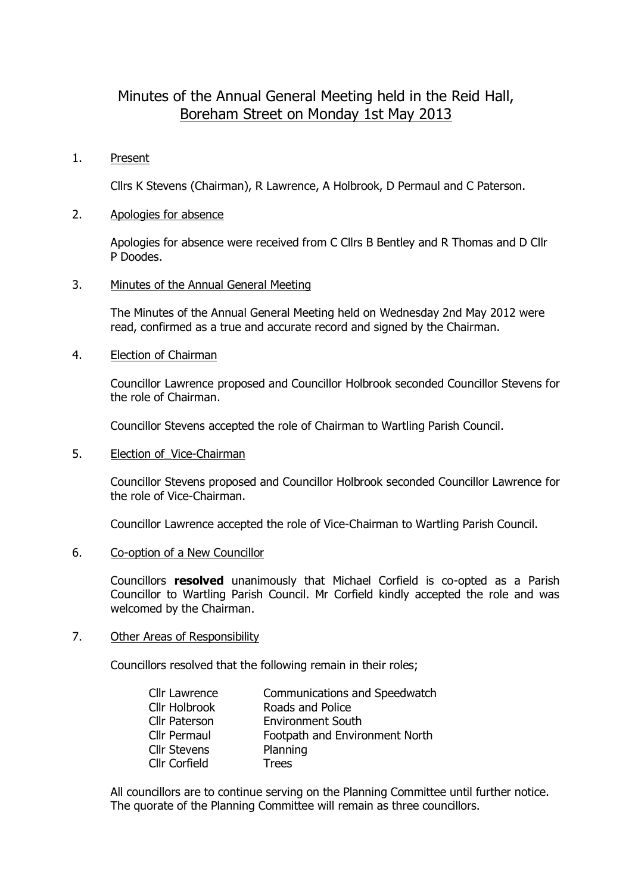# Minutes of the Annual General Meeting held in the Reid Hall, Boreham Street on Monday 1st May 2013

1. Present

   Cllrs K Stevens (Chairman), R Lawrence, A Holbrook, D Permaul and C Paterson.

2. Apologies for absence

   Apologies for absence were received from C Cllrs B Bentley and R Thomas and D Cllr P Doodes.

3. Minutes of the Annual General Meeting

   The Minutes of the Annual General Meeting held on Wednesday 2nd May 2012 were read, confirmed as a true and accurate record and signed by the Chairman.

4. Election of Chairman

   Councillor Lawrence proposed and Councillor Holbrook seconded Councillor Stevens for the role of Chairman.

   Councillor Stevens accepted the role of Chairman to Wartling Parish Council.

5. Election of_Vice-Chairman

   Councillor Stevens proposed and Councillor Holbrook seconded Councillor Lawrence for the role of Vice-Chairman.

   Councillor Lawrence accepted the role of Vice-Chairman to Wartling Parish Council.

6. Co-option of a New Councillor

   Councillors **resolved** unanimously that Michael Corfield is co-opted as a Parish Councillor to Wartling Parish Council. Mr Corfield kindly accepted the role and was welcomed by the Chairman.

7. Other Areas of Responsibility

   Councillors resolved that the following remain in their roles;

| | |
|---|---|
| Cllr Lawrence | Communications and Speedwatch |
| Cllr Holbrook | Roads and Police |
| Cllr Paterson | Environment South |
| Cllr Permaul | Footpath and Environment North |
| Cllr Stevens | Planning |
| Cllr Corfield | Trees |

   All councillors are to continue serving on the Planning Committee until further notice. The quorate of the Planning Committee will remain as three councillors.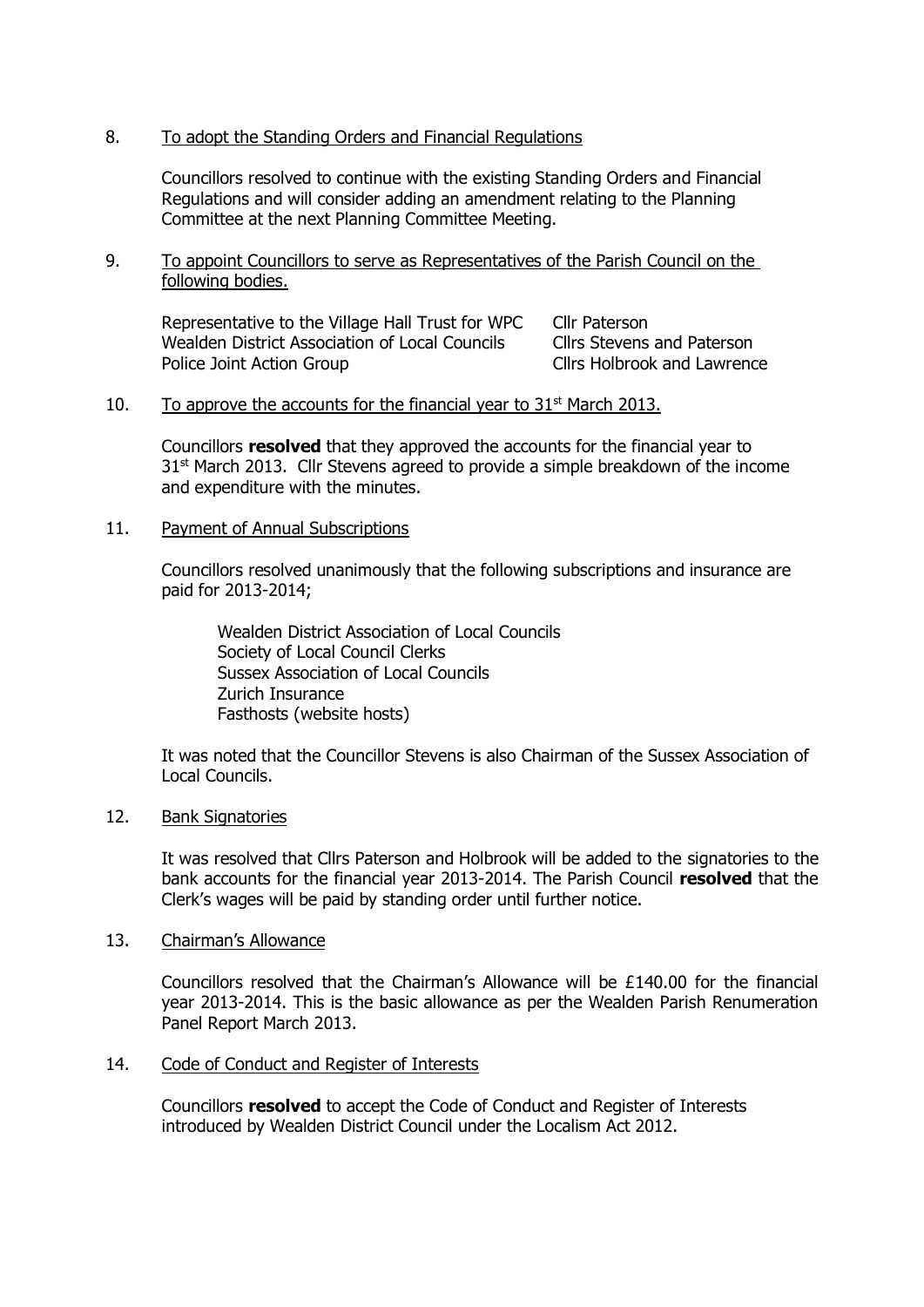8. <u>To adopt the Standing Orders and Financial Regulations</u>

   Councillors resolved to continue with the existing Standing Orders and Financial Regulations and will consider adding an amendment relating to the Planning Committee at the next Planning Committee Meeting.

9. <u>To appoint Councillors to serve as Representatives of the Parish Council on the following bodies.</u>

| | |
|---|---|
| Representative to the Village Hall Trust for WPC | Cllr Paterson |
| Wealden District Association of Local Councils | Cllrs Stevens and Paterson |
| Police Joint Action Group | Cllrs Holbrook and Lawrence |

10. <u>To approve the accounts for the financial year to 31st March 2013.</u>

    Councillors **resolved** that they approved the accounts for the financial year to 31st March 2013. Cllr Stevens agreed to provide a simple breakdown of the income and expenditure with the minutes.

11. <u>Payment of Annual Subscriptions</u>

    Councillors resolved unanimously that the following subscriptions and insurance are paid for 2013-2014;

    - Wealden District Association of Local Councils
    - Society of Local Council Clerks
    - Sussex Association of Local Councils
    - Zurich Insurance
    - Fasthosts (website hosts)

    It was noted that the Councillor Stevens is also Chairman of the Sussex Association of Local Councils.

12. <u>Bank Signatories</u>

    It was resolved that Cllrs Paterson and Holbrook will be added to the signatories to the bank accounts for the financial year 2013-2014. The Parish Council **resolved** that the Clerk's wages will be paid by standing order until further notice.

13. <u>Chairman's Allowance</u>

    Councillors resolved that the Chairman's Allowance will be £140.00 for the financial year 2013-2014. This is the basic allowance as per the Wealden Parish Renumeration Panel Report March 2013.

14. <u>Code of Conduct and Register of Interests</u>

    Councillors **resolved** to accept the Code of Conduct and Register of Interests introduced by Wealden District Council under the Localism Act 2012.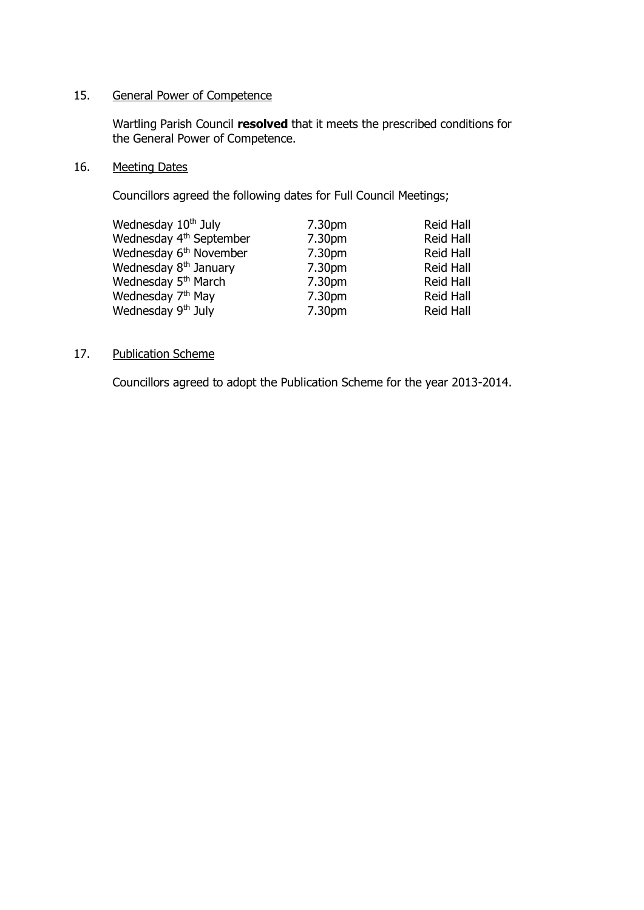15. General Power of Competence

Wartling Parish Council **resolved** that it meets the prescribed conditions for the General Power of Competence.

16. Meeting Dates

Councillors agreed the following dates for Full Council Meetings;

| | | |
|---|---|---|
| Wednesday 10th July | 7.30pm | Reid Hall |
| Wednesday 4th September | 7.30pm | Reid Hall |
| Wednesday 6th November | 7.30pm | Reid Hall |
| Wednesday 8th January | 7.30pm | Reid Hall |
| Wednesday 5th March | 7.30pm | Reid Hall |
| Wednesday 7th May | 7.30pm | Reid Hall |
| Wednesday 9th July | 7.30pm | Reid Hall |

17. Publication Scheme

Councillors agreed to adopt the Publication Scheme for the year 2013-2014.